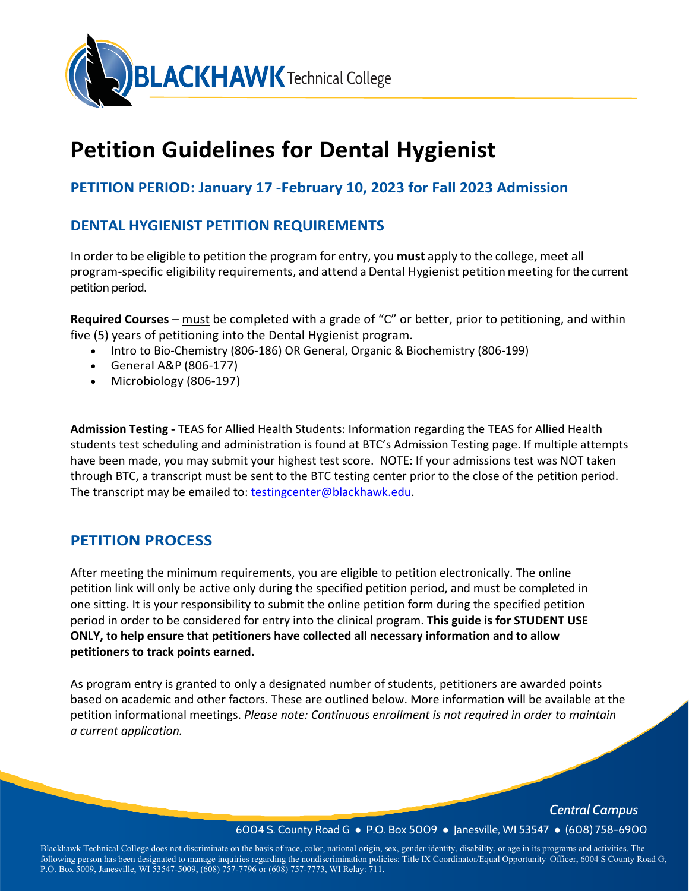# Petition Guidelines for Dental Hygienist

## PETITION PERIOD: January 17 -February 10, 2023 for Fall 2023 Admission

## DENTAL HYGIENIST PETITION REQUIREMENTS

In order to be eligible to petition the program for entry, you **must** apply to the college, meet all program-specific eligibility requirements, and attend a Dental Hygienist petition meeting for the current petition period.

**Required Courses** – must be completed with a grade of "C" or better, prior to petitioning, and within five (5) years of petitioning into the Dental Hygienist program.

- Intro to Bio-Chemistry (806-186) OR General, Organic & Biochemistry (806-199)
- General A&P (806-177)
- Microbiology (806-197)

**Admission Testing -** TEAS for Allied Health Students: Information regarding the TEAS for Allied Health students test scheduling and administration is found at BTC's Admission Testing page. If multiple attempts have been made, you may submit your highest test score. NOTE: If your admissions test was NOT taken through BTC, a transcript must be sent to the BTC testing center prior to the close of the petition period. The transcript may be emailed to: testingcenter@blackhawk.edu.

## PETITION PROCESS

After meeting the minimum requirements, you are eligible to petition electronically. The online petition link will only be active only during the specified petition period, and must be completed in one sitting. It is your responsibility to submit the online petition form during the specified petition period in order to be considered for entry into the clinical program. **This guide is for STUDENT USE ONLY, to help ensure that petitioners have collected all necessary information and to allow petitioners to track points earned.**

As program entry is granted to only a designated number of students, petitioners are awarded points based on academic and other factors. These are outlined below. More information will be available at the petition informational meetings. *Please note: Continuous enrollment is not required in order to maintain a current application.*

*Central Campus*

6004 S. County Road G ● P.O. Box 5009 ● Janesville, WI 53547 ● (608) 758-6900

Blackhawk Technical College does not discriminate on the basis of race, color, national origin, sex, gender identity, disability, or age in its programs and activities. The following person has been designated to manage inquiries regarding the nondiscrimination policies: Title IX Coordinator/Equal Opportunity Officer, 6004 S County Road G, P.O. Box 5009, Janesville, WI 53547-5009, (608) 757-7796 or (608) 757-7773, WI Relay: 711.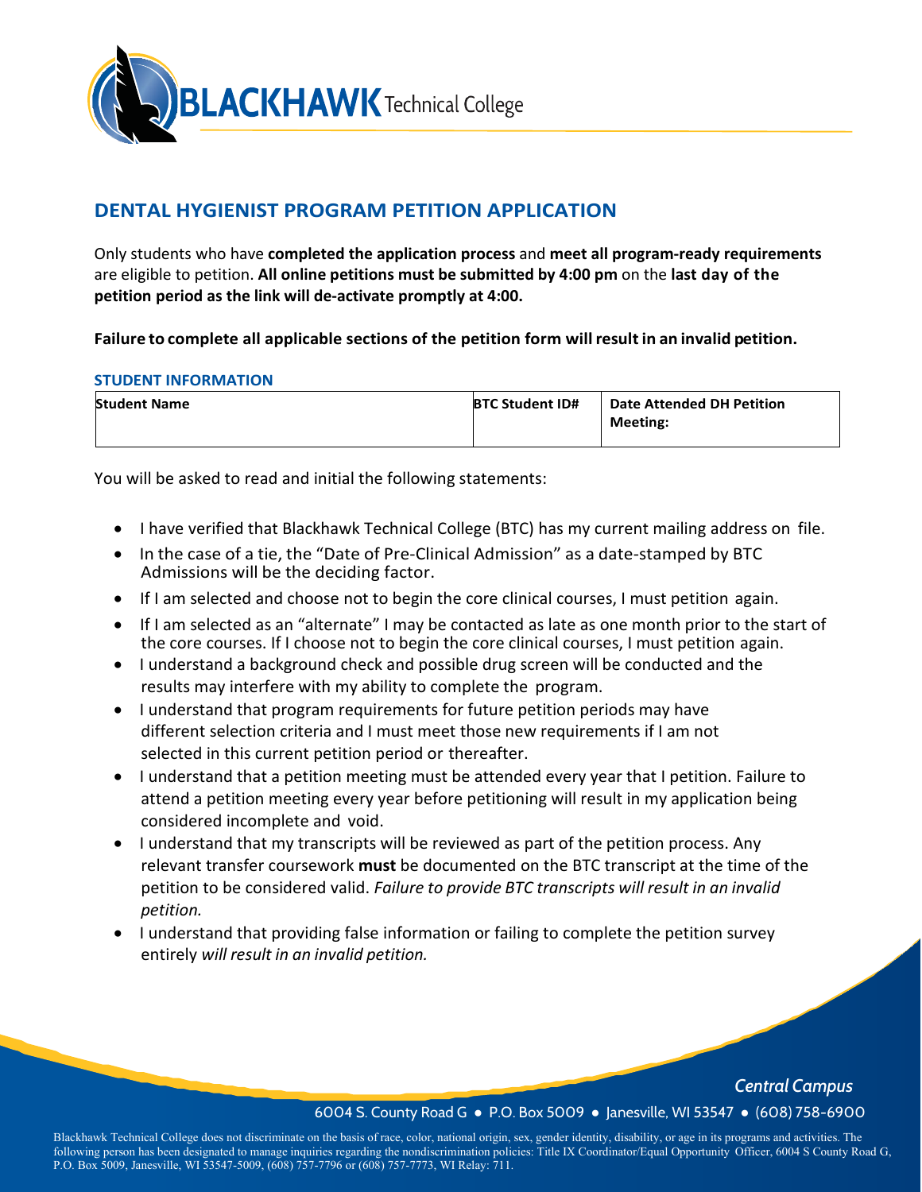## DENTAL HYGIENIST PROGRAM PETITION APPLICATION

Only students who have **completed the application process** and **meet all program-ready requirements** are eligible to petition. **All online petitions must be submitted by 4:00 pm** on the **last day of the petition period as the link will de-activate promptly at 4:00.**

**Failure to complete all applicable sections of the petition form will result in an invalid petition.**

### STUDENT INFORMATION

| Student Name | BTC Student ID# | Date Attended DH Petition Meeting: |
| --- | --- | --- |
| | | |

You will be asked to read and initial the following statements:

- I have verified that Blackhawk Technical College (BTC) has my current mailing address on file.
- In the case of a tie, the "Date of Pre-Clinical Admission" as a date-stamped by BTC Admissions will be the deciding factor.
- If I am selected and choose not to begin the core clinical courses, I must petition again.
- If I am selected as an "alternate" I may be contacted as late as one month prior to the start of the core courses. If I choose not to begin the core clinical courses, I must petition again.
- I understand a background check and possible drug screen will be conducted and the results may interfere with my ability to complete the program.
- I understand that program requirements for future petition periods may have different selection criteria and I must meet those new requirements if I am not selected in this current petition period or thereafter.
- I understand that a petition meeting must be attended every year that I petition. Failure to attend a petition meeting every year before petitioning will result in my application being considered incomplete and void.
- I understand that my transcripts will be reviewed as part of the petition process. Any relevant transfer coursework **must** be documented on the BTC transcript at the time of the petition to be considered valid. *Failure to provide BTC transcripts will result in an invalid petition.*
- I understand that providing false information or failing to complete the petition survey entirely *will result in an invalid petition.*

*Central Campus*

6004 S. County Road G ● P.O. Box 5009 ● Janesville, WI 53547 ● (608) 758-6900

Blackhawk Technical College does not discriminate on the basis of race, color, national origin, sex, gender identity, disability, or age in its programs and activities. The following person has been designated to manage inquiries regarding the nondiscrimination policies: Title IX Coordinator/Equal Opportunity Officer, 6004 S County Road G, P.O. Box 5009, Janesville, WI 53547-5009, (608) 757-7796 or (608) 757-7773, WI Relay: 711.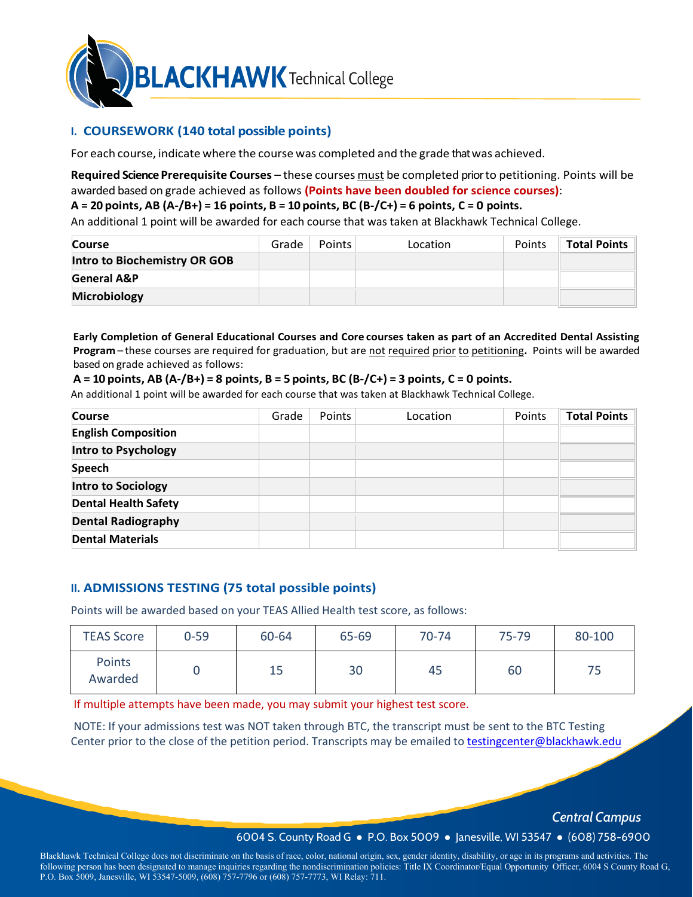## I. COURSEWORK (140 total possible points)

For each course, indicate where the course was completed and the grade that was achieved.

**Required Science Prerequisite Courses** – these courses must be completed prior to petitioning. Points will be awarded based on grade achieved as follows **(Points have been doubled for science courses)**:

**A = 20 points, AB (A-/B+) = 16 points, B = 10 points, BC (B-/C+) = 6 points, C = 0 points.**

An additional 1 point will be awarded for each course that was taken at Blackhawk Technical College.

| Course | Grade | Points | Location | Points | Total Points |
|---|---|---|---|---|---|
| **Intro to Biochemistry OR GOB** | | | | | |
| **General A&P** | | | | | |
| **Microbiology** | | | | | |

**Early Completion of General Educational Courses and Core courses taken as part of an Accredited Dental Assisting Program** – these courses are required for graduation, but are not required prior to petitioning**.** Points will be awarded based on grade achieved as follows:

**A = 10 points, AB (A-/B+) = 8 points, B = 5 points, BC (B-/C+) = 3 points, C = 0 points.**

An additional 1 point will be awarded for each course that was taken at Blackhawk Technical College.

| Course | Grade | Points | Location | Points | Total Points |
|---|---|---|---|---|---|
| **English Composition** | | | | | |
| **Intro to Psychology** | | | | | |
| **Speech** | | | | | |
| **Intro to Sociology** | | | | | |
| **Dental Health Safety** | | | | | |
| **Dental Radiography** | | | | | |
| **Dental Materials** | | | | | |

## II. ADMISSIONS TESTING (75 total possible points)

Points will be awarded based on your TEAS Allied Health test score, as follows:

| TEAS Score | 0-59 | 60-64 | 65-69 | 70-74 | 75-79 | 80-100 |
|---|---|---|---|---|---|---|
| Points Awarded | 0 | 15 | 30 | 45 | 60 | 75 |

If multiple attempts have been made, you may submit your highest test score.

NOTE: If your admissions test was NOT taken through BTC, the transcript must be sent to the BTC Testing Center prior to the close of the petition period. Transcripts may be emailed to testingcenter@blackhawk.edu

*Central Campus*

6004 S. County Road G ● P.O. Box 5009 ● Janesville, WI 53547 ● (608) 758-6900

Blackhawk Technical College does not discriminate on the basis of race, color, national origin, sex, gender identity, disability, or age in its programs and activities. The following person has been designated to manage inquiries regarding the nondiscrimination policies: Title IX Coordinator/Equal Opportunity Officer, 6004 S County Road G, P.O. Box 5009, Janesville, WI 53547-5009, (608) 757-7796 or (608) 757-7773, WI Relay: 711.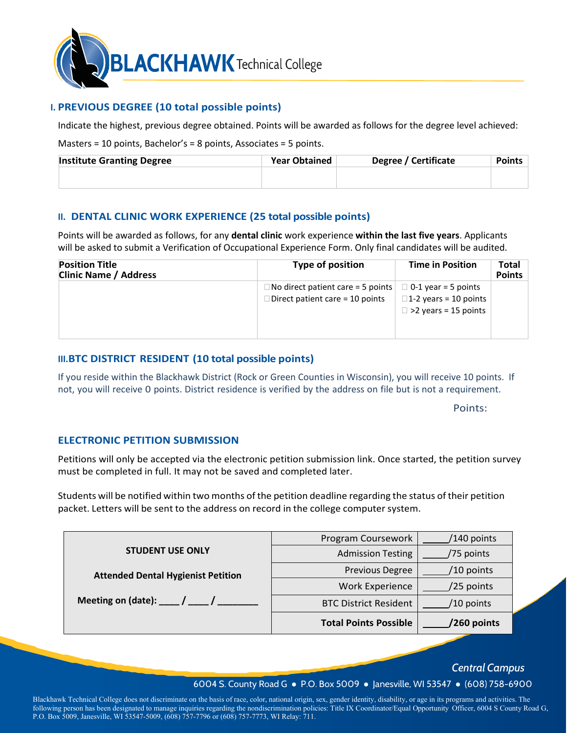BLACKHAWK Technical College

## I. PREVIOUS DEGREE (10 total possible points)

Indicate the highest, previous degree obtained. Points will be awarded as follows for the degree level achieved:

Masters = 10 points, Bachelor's = 8 points, Associates = 5 points.

| Institute Granting Degree | Year Obtained | Degree / Certificate | Points |
|---|---|---|---|
| | | | |

## II. DENTAL CLINIC WORK EXPERIENCE (25 total possible points)

Points will be awarded as follows, for any **dental clinic** work experience **within the last five years**. Applicants will be asked to submit a Verification of Occupational Experience Form. Only final candidates will be audited.

| Position Title<br>Clinic Name / Address | Type of position | Time in Position | Total Points |
|---|---|---|---|
| | ☐ No direct patient care = 5 points<br>☐ Direct patient care = 10 points | ☐ 0-1 year = 5 points<br>☐ 1-2 years = 10 points<br>☐ >2 years = 15 points | |

## III. BTC DISTRICT RESIDENT (10 total possible points)

If you reside within the Blackhawk District (Rock or Green Counties in Wisconsin), you will receive 10 points. If not, you will receive 0 points. District residence is verified by the address on file but is not a requirement.

Points:

## ELECTRONIC PETITION SUBMISSION

Petitions will only be accepted via the electronic petition submission link. Once started, the petition survey must be completed in full. It may not be saved and completed later.

Students will be notified within two months of the petition deadline regarding the status of their petition packet. Letters will be sent to the address on record in the college computer system.

| | | |
|---|---|---|
| **STUDENT USE ONLY**<br><br>**Attended Dental Hygienist Petition**<br><br>**Meeting on (date): ____ / ____ / ________** | Program Coursework | ____/140 points |
| | Admission Testing | ____/75 points |
| | Previous Degree | ____/10 points |
| | Work Experience | ____/25 points |
| | BTC District Resident | ____/10 points |
| | **Total Points Possible** | **____/260 points** |

*Central Campus*

6004 S. County Road G ● P.O. Box 5009 ● Janesville, WI 53547 ● (608) 758-6900

Blackhawk Technical College does not discriminate on the basis of race, color, national origin, sex, gender identity, disability, or age in its programs and activities. The following person has been designated to manage inquiries regarding the nondiscrimination policies: Title IX Coordinator/Equal Opportunity Officer, 6004 S County Road G, P.O. Box 5009, Janesville, WI 53547-5009, (608) 757-7796 or (608) 757-7773, WI Relay: 711.